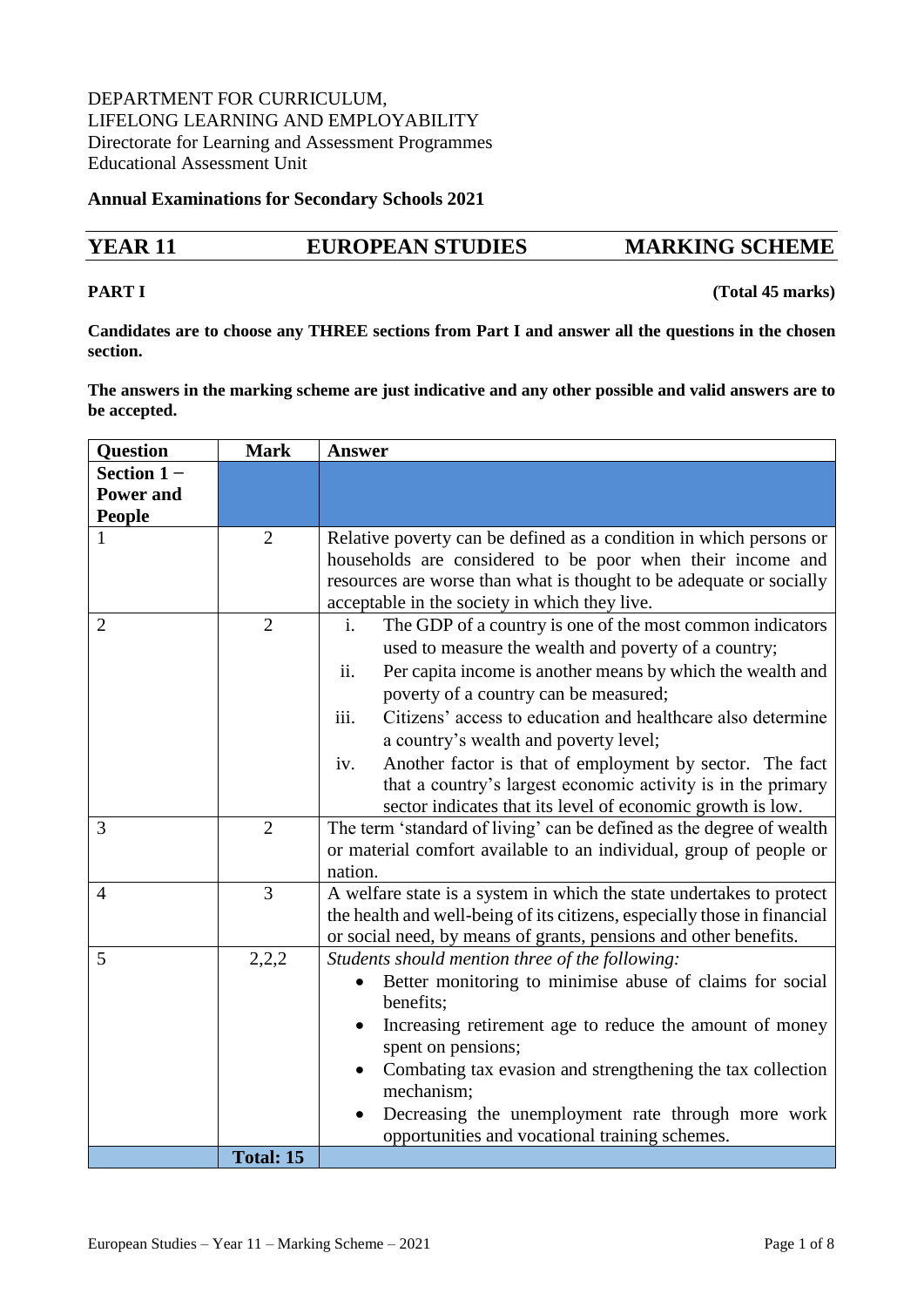DEPARTMENT FOR CURRICULUM,
LIFELONG LEARNING AND EMPLOYABILITY
Directorate for Learning and Assessment Programmes
Educational Assessment Unit

**Annual Examinations for Secondary Schools 2021**

# YEAR 11 EUROPEAN STUDIES MARKING SCHEME

**PART I** **(Total 45 marks)**

**Candidates are to choose any THREE sections from Part I and answer all the questions in the chosen section.**

**The answers in the marking scheme are just indicative and any other possible and valid answers are to be accepted.**

| Question | Mark | Answer |
|---|---|---|
| **Section 1 – Power and People** | | |
| 1 | 2 | Relative poverty can be defined as a condition in which persons or households are considered to be poor when their income and resources are worse than what is thought to be adequate or socially acceptable in the society in which they live. |
| 2 | 2 | i. The GDP of a country is one of the most common indicators used to measure the wealth and poverty of a country;<br>ii. Per capita income is another means by which the wealth and poverty of a country can be measured;<br>iii. Citizens' access to education and healthcare also determine a country's wealth and poverty level;<br>iv. Another factor is that of employment by sector. The fact that a country's largest economic activity is in the primary sector indicates that its level of economic growth is low. |
| 3 | 2 | The term 'standard of living' can be defined as the degree of wealth or material comfort available to an individual, group of people or nation. |
| 4 | 3 | A welfare state is a system in which the state undertakes to protect the health and well-being of its citizens, especially those in financial or social need, by means of grants, pensions and other benefits. |
| 5 | 2,2,2 | *Students should mention three of the following:*<br>• Better monitoring to minimise abuse of claims for social benefits;<br>• Increasing retirement age to reduce the amount of money spent on pensions;<br>• Combating tax evasion and strengthening the tax collection mechanism;<br>• Decreasing the unemployment rate through more work opportunities and vocational training schemes. |
| | **Total: 15** | |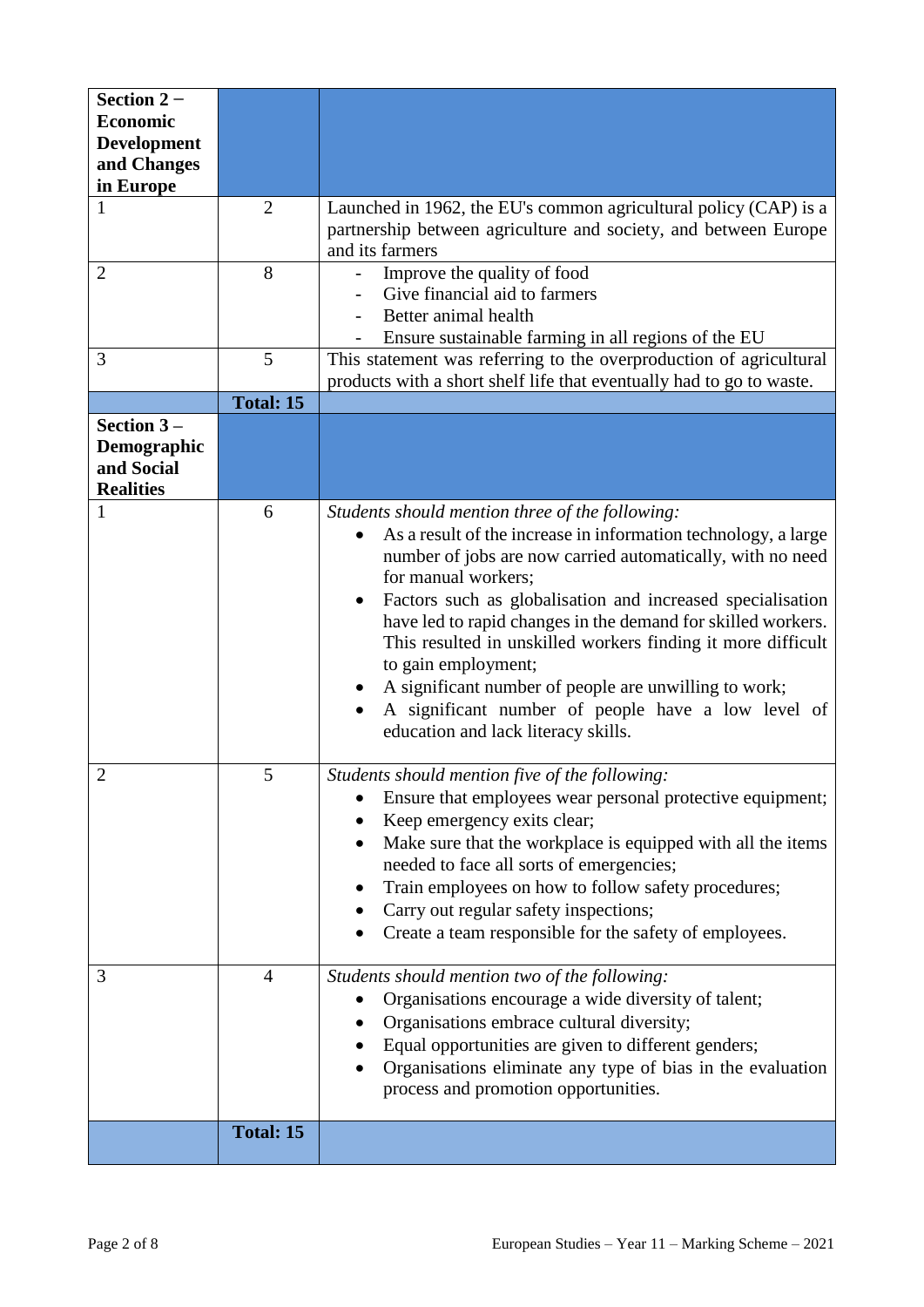| | | |
|---|---|---|
| **Section 2 – Economic Development and Changes in Europe** | | |
| 1 | 2 | Launched in 1962, the EU's common agricultural policy (CAP) is a partnership between agriculture and society, and between Europe and its farmers |
| 2 | 8 | - Improve the quality of food<br>- Give financial aid to farmers<br>- Better animal health<br>- Ensure sustainable farming in all regions of the EU |
| 3 | 5 | This statement was referring to the overproduction of agricultural products with a short shelf life that eventually had to go to waste. |
| | **Total: 15** | |
| **Section 3 – Demographic and Social Realities** | | |
| 1 | 6 | *Students should mention three of the following:*<br>• As a result of the increase in information technology, a large number of jobs are now carried automatically, with no need for manual workers;<br>• Factors such as globalisation and increased specialisation have led to rapid changes in the demand for skilled workers. This resulted in unskilled workers finding it more difficult to gain employment;<br>• A significant number of people are unwilling to work;<br>• A significant number of people have a low level of education and lack literacy skills. |
| 2 | 5 | *Students should mention five of the following:*<br>• Ensure that employees wear personal protective equipment;<br>• Keep emergency exits clear;<br>• Make sure that the workplace is equipped with all the items needed to face all sorts of emergencies;<br>• Train employees on how to follow safety procedures;<br>• Carry out regular safety inspections;<br>• Create a team responsible for the safety of employees. |
| 3 | 4 | *Students should mention two of the following:*<br>• Organisations encourage a wide diversity of talent;<br>• Organisations embrace cultural diversity;<br>• Equal opportunities are given to different genders;<br>• Organisations eliminate any type of bias in the evaluation process and promotion opportunities. |
| | **Total: 15** | |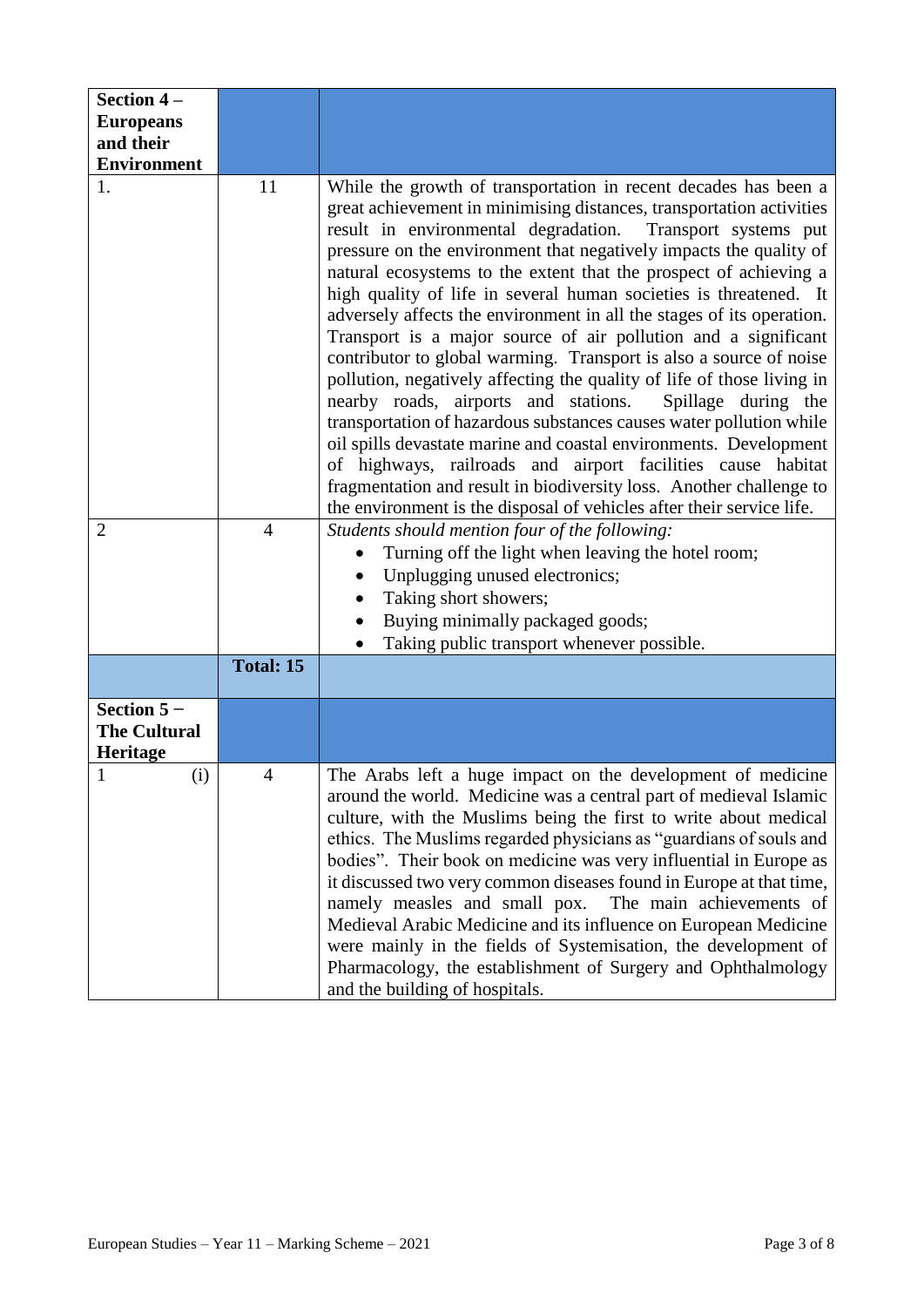| | | |
|---|---|---|
| **Section 4 – Europeans and their Environment** | | |
| 1. | 11 | While the growth of transportation in recent decades has been a great achievement in minimising distances, transportation activities result in environmental degradation. Transport systems put pressure on the environment that negatively impacts the quality of natural ecosystems to the extent that the prospect of achieving a high quality of life in several human societies is threatened. It adversely affects the environment in all the stages of its operation. Transport is a major source of air pollution and a significant contributor to global warming. Transport is also a source of noise pollution, negatively affecting the quality of life of those living in nearby roads, airports and stations. Spillage during the transportation of hazardous substances causes water pollution while oil spills devastate marine and coastal environments. Development of highways, railroads and airport facilities cause habitat fragmentation and result in biodiversity loss. Another challenge to the environment is the disposal of vehicles after their service life. |
| 2 | 4 | *Students should mention four of the following:*<br>• Turning off the light when leaving the hotel room;<br>• Unplugging unused electronics;<br>• Taking short showers;<br>• Buying minimally packaged goods;<br>• Taking public transport whenever possible. |
| | **Total: 15** | |
| **Section 5 – The Cultural Heritage** | | |
| 1 (i) | 4 | The Arabs left a huge impact on the development of medicine around the world. Medicine was a central part of medieval Islamic culture, with the Muslims being the first to write about medical ethics. The Muslims regarded physicians as "guardians of souls and bodies". Their book on medicine was very influential in Europe as it discussed two very common diseases found in Europe at that time, namely measles and small pox. The main achievements of Medieval Arabic Medicine and its influence on European Medicine were mainly in the fields of Systemisation, the development of Pharmacology, the establishment of Surgery and Ophthalmology and the building of hospitals. |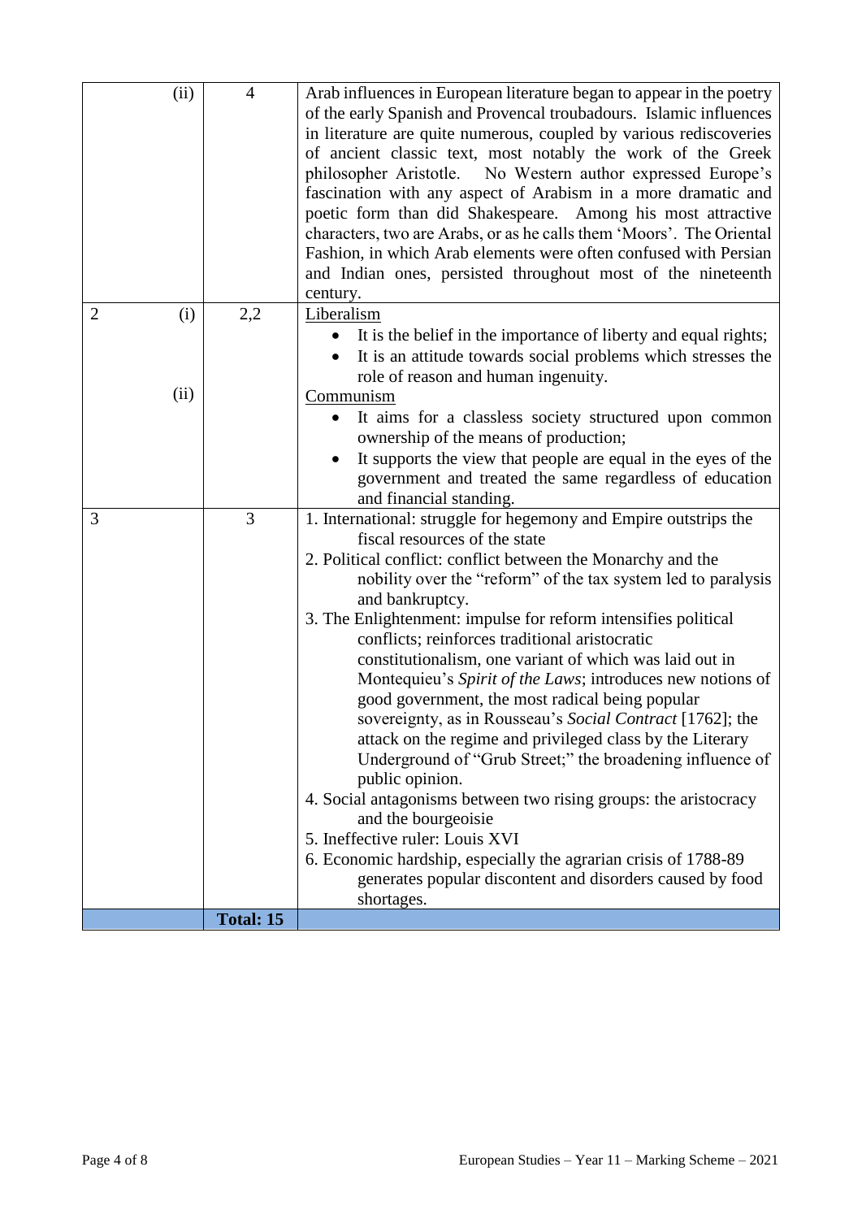| | | |
|---|---|---|
| (ii) | 4 | Arab influences in European literature began to appear in the poetry of the early Spanish and Provencal troubadours. Islamic influences in literature are quite numerous, coupled by various rediscoveries of ancient classic text, most notably the work of the Greek philosopher Aristotle. No Western author expressed Europe's fascination with any aspect of Arabism in a more dramatic and poetic form than did Shakespeare. Among his most attractive characters, two are Arabs, or as he calls them 'Moors'. The Oriental Fashion, in which Arab elements were often confused with Persian and Indian ones, persisted throughout most of the nineteenth century. |
| 2 (i)<br><br><br>(ii) | 2,2 | Liberalism<br>• It is the belief in the importance of liberty and equal rights;<br>• It is an attitude towards social problems which stresses the role of reason and human ingenuity.<br>Communism<br>• It aims for a classless society structured upon common ownership of the means of production;<br>• It supports the view that people are equal in the eyes of the government and treated the same regardless of education and financial standing. |
| 3 | 3 | 1. International: struggle for hegemony and Empire outstrips the fiscal resources of the state<br>2. Political conflict: conflict between the Monarchy and the nobility over the "reform" of the tax system led to paralysis and bankruptcy.<br>3. The Enlightenment: impulse for reform intensifies political conflicts; reinforces traditional aristocratic constitutionalism, one variant of which was laid out in Montequieu's *Spirit of the Laws*; introduces new notions of good government, the most radical being popular sovereignty, as in Rousseau's *Social Contract* [1762]; the attack on the regime and privileged class by the Literary Underground of "Grub Street;" the broadening influence of public opinion.<br>4. Social antagonisms between two rising groups: the aristocracy and the bourgeoisie<br>5. Ineffective ruler: Louis XVI<br>6. Economic hardship, especially the agrarian crisis of 1788-89 generates popular discontent and disorders caused by food shortages. |
| | **Total: 15** | |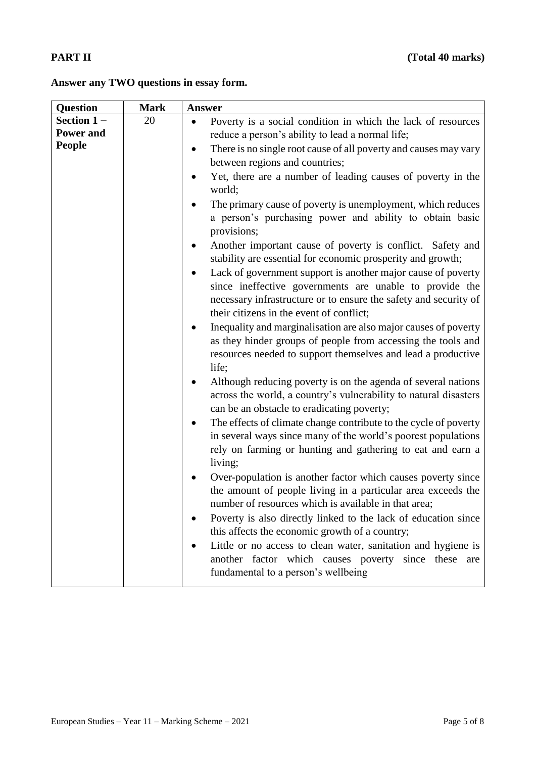**PART II** **(Total 40 marks)**

**Answer any TWO questions in essay form.**

| Question | Mark | Answer |
|---|---|---|
| **Section 1 – Power and People** | 20 | • Poverty is a social condition in which the lack of resources reduce a person's ability to lead a normal life;<br>• There is no single root cause of all poverty and causes may vary between regions and countries;<br>• Yet, there are a number of leading causes of poverty in the world;<br>• The primary cause of poverty is unemployment, which reduces a person's purchasing power and ability to obtain basic provisions;<br>• Another important cause of poverty is conflict. Safety and stability are essential for economic prosperity and growth;<br>• Lack of government support is another major cause of poverty since ineffective governments are unable to provide the necessary infrastructure or to ensure the safety and security of their citizens in the event of conflict;<br>• Inequality and marginalisation are also major causes of poverty as they hinder groups of people from accessing the tools and resources needed to support themselves and lead a productive life;<br>• Although reducing poverty is on the agenda of several nations across the world, a country's vulnerability to natural disasters can be an obstacle to eradicating poverty;<br>• The effects of climate change contribute to the cycle of poverty in several ways since many of the world's poorest populations rely on farming or hunting and gathering to eat and earn a living;<br>• Over-population is another factor which causes poverty since the amount of people living in a particular area exceeds the number of resources which is available in that area;<br>• Poverty is also directly linked to the lack of education since this affects the economic growth of a country;<br>• Little or no access to clean water, sanitation and hygiene is another factor which causes poverty since these are fundamental to a person's wellbeing |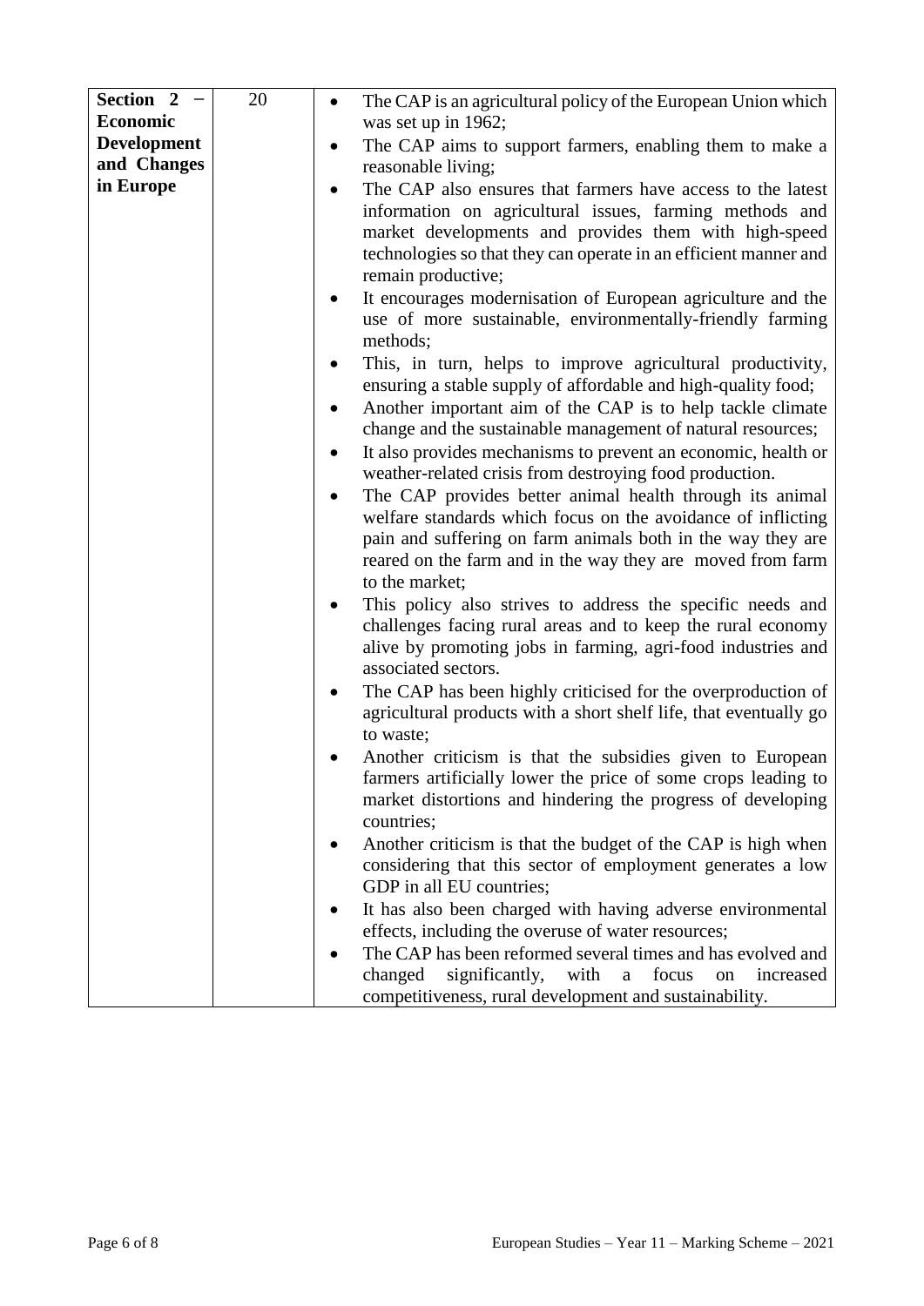| | | |
|---|---|---|
| **Section 2 – Economic Development and Changes in Europe** | 20 | • The CAP is an agricultural policy of the European Union which was set up in 1962;<br>• The CAP aims to support farmers, enabling them to make a reasonable living;<br>• The CAP also ensures that farmers have access to the latest information on agricultural issues, farming methods and market developments and provides them with high-speed technologies so that they can operate in an efficient manner and remain productive;<br>• It encourages modernisation of European agriculture and the use of more sustainable, environmentally-friendly farming methods;<br>• This, in turn, helps to improve agricultural productivity, ensuring a stable supply of affordable and high-quality food;<br>• Another important aim of the CAP is to help tackle climate change and the sustainable management of natural resources;<br>• It also provides mechanisms to prevent an economic, health or weather-related crisis from destroying food production.<br>• The CAP provides better animal health through its animal welfare standards which focus on the avoidance of inflicting pain and suffering on farm animals both in the way they are reared on the farm and in the way they are moved from farm to the market;<br>• This policy also strives to address the specific needs and challenges facing rural areas and to keep the rural economy alive by promoting jobs in farming, agri-food industries and associated sectors.<br>• The CAP has been highly criticised for the overproduction of agricultural products with a short shelf life, that eventually go to waste;<br>• Another criticism is that the subsidies given to European farmers artificially lower the price of some crops leading to market distortions and hindering the progress of developing countries;<br>• Another criticism is that the budget of the CAP is high when considering that this sector of employment generates a low GDP in all EU countries;<br>• It has also been charged with having adverse environmental effects, including the overuse of water resources;<br>• The CAP has been reformed several times and has evolved and changed significantly, with a focus on increased competitiveness, rural development and sustainability. |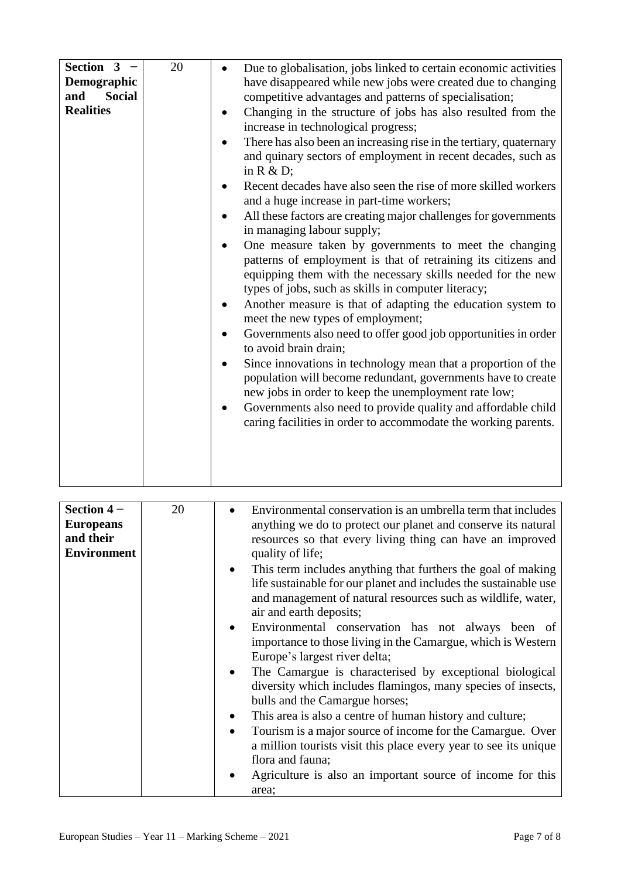| | | |
|---|---|---|
| **Section 3 – Demographic and Social Realities** | 20 | • Due to globalisation, jobs linked to certain economic activities have disappeared while new jobs were created due to changing competitive advantages and patterns of specialisation;<br>• Changing in the structure of jobs has also resulted from the increase in technological progress;<br>• There has also been an increasing rise in the tertiary, quaternary and quinary sectors of employment in recent decades, such as in R & D;<br>• Recent decades have also seen the rise of more skilled workers and a huge increase in part-time workers;<br>• All these factors are creating major challenges for governments in managing labour supply;<br>• One measure taken by governments to meet the changing patterns of employment is that of retraining its citizens and equipping them with the necessary skills needed for the new types of jobs, such as skills in computer literacy;<br>• Another measure is that of adapting the education system to meet the new types of employment;<br>• Governments also need to offer good job opportunities in order to avoid brain drain;<br>• Since innovations in technology mean that a proportion of the population will become redundant, governments have to create new jobs in order to keep the unemployment rate low;<br>• Governments also need to provide quality and affordable child caring facilities in order to accommodate the working parents. |

| | | |
|---|---|---|
| **Section 4 – Europeans and their Environment** | 20 | • Environmental conservation is an umbrella term that includes anything we do to protect our planet and conserve its natural resources so that every living thing can have an improved quality of life;<br>• This term includes anything that furthers the goal of making life sustainable for our planet and includes the sustainable use and management of natural resources such as wildlife, water, air and earth deposits;<br>• Environmental conservation has not always been of importance to those living in the Camargue, which is Western Europe's largest river delta;<br>• The Camargue is characterised by exceptional biological diversity which includes flamingos, many species of insects, bulls and the Camargue horses;<br>• This area is also a centre of human history and culture;<br>• Tourism is a major source of income for the Camargue. Over a million tourists visit this place every year to see its unique flora and fauna;<br>• Agriculture is also an important source of income for this area; |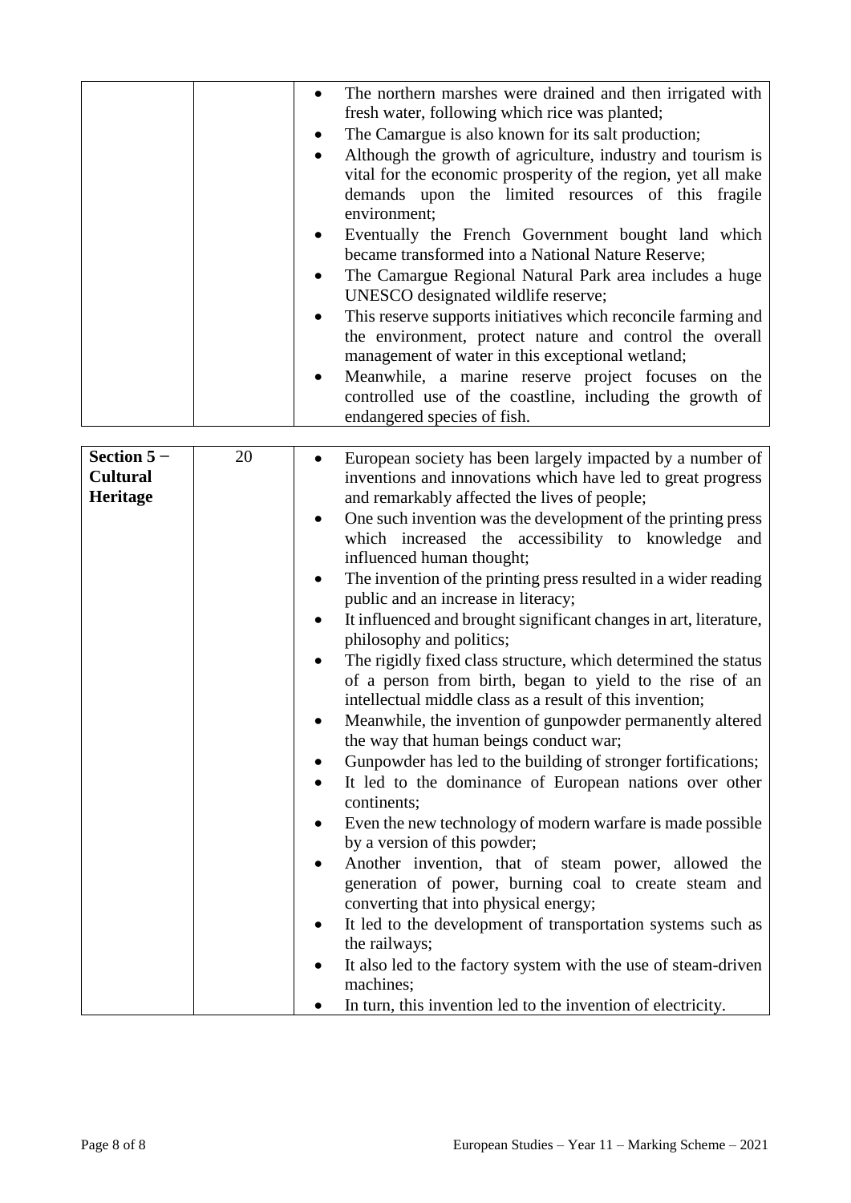| | | |
|---|---|---|
| | | • The northern marshes were drained and then irrigated with fresh water, following which rice was planted;<br>• The Camargue is also known for its salt production;<br>• Although the growth of agriculture, industry and tourism is vital for the economic prosperity of the region, yet all make demands upon the limited resources of this fragile environment;<br>• Eventually the French Government bought land which became transformed into a National Nature Reserve;<br>• The Camargue Regional Natural Park area includes a huge UNESCO designated wildlife reserve;<br>• This reserve supports initiatives which reconcile farming and the environment, protect nature and control the overall management of water in this exceptional wetland;<br>• Meanwhile, a marine reserve project focuses on the controlled use of the coastline, including the growth of endangered species of fish. |
| **Section 5 – Cultural Heritage** | 20 | • European society has been largely impacted by a number of inventions and innovations which have led to great progress and remarkably affected the lives of people;<br>• One such invention was the development of the printing press which increased the accessibility to knowledge and influenced human thought;<br>• The invention of the printing press resulted in a wider reading public and an increase in literacy;<br>• It influenced and brought significant changes in art, literature, philosophy and politics;<br>• The rigidly fixed class structure, which determined the status of a person from birth, began to yield to the rise of an intellectual middle class as a result of this invention;<br>• Meanwhile, the invention of gunpowder permanently altered the way that human beings conduct war;<br>• Gunpowder has led to the building of stronger fortifications;<br>• It led to the dominance of European nations over other continents;<br>• Even the new technology of modern warfare is made possible by a version of this powder;<br>• Another invention, that of steam power, allowed the generation of power, burning coal to create steam and converting that into physical energy;<br>• It led to the development of transportation systems such as the railways;<br>• It also led to the factory system with the use of steam-driven machines;<br>• In turn, this invention led to the invention of electricity. |